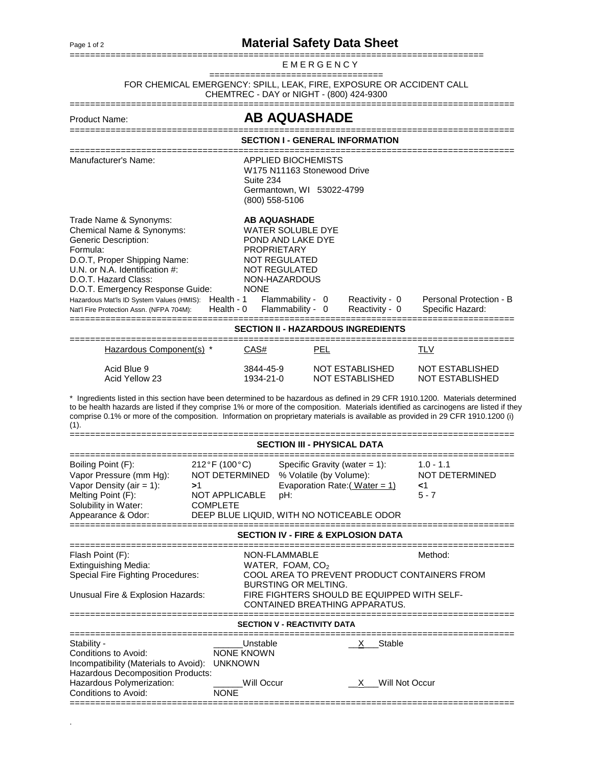# Material Safety Data Sheet

## EMERGENCY

FOR CHEMICAL EMERGENCY: SPILL, LEAK, FIRE, EXPOSURE OR ACCIDENT CALL
CHEMTREC - DAY or NIGHT - (800) 424-9300

**Product Name:** **AB AQUASHADE**

## SECTION I - GENERAL INFORMATION

Manufacturer's Name: APPLIED BIOCHEMISTS
W175 N11163 Stonewood Drive
Suite 234
Germantown, WI 53022-4799
(800) 558-5106

| | |
|---|---|
| Trade Name & Synonyms: | **AB AQUASHADE** |
| Chemical Name & Synonyms: | WATER SOLUBLE DYE |
| Generic Description: | POND AND LAKE DYE |
| Formula: | PROPRIETARY |
| D.O.T, Proper Shipping Name: | NOT REGULATED |
| U.N. or N.A. Identification #: | NOT REGULATED |
| D.O.T. Hazard Class: | NON-HAZARDOUS |
| D.O.T. Emergency Response Guide: | NONE |

| | | | | |
|---|---|---|---|---|
| Hazardous Mat'ls ID System Values (HMIS): | Health - 1 | Flammability - 0 | Reactivity - 0 | Personal Protection - B |
| Nat'l Fire Protection Assn. (NFPA 704M): | Health - 0 | Flammability - 0 | Reactivity - 0 | Specific Hazard: |

## SECTION II - HAZARDOUS INGREDIENTS

| Hazardous Component(s) * | CAS# | PEL | TLV |
|---|---|---|---|
| Acid Blue 9 | 3844-45-9 | NOT ESTABLISHED | NOT ESTABLISHED |
| Acid Yellow 23 | 1934-21-0 | NOT ESTABLISHED | NOT ESTABLISHED |

* Ingredients listed in this section have been determined to be hazardous as defined in 29 CFR 1910.1200. Materials determined to be health hazards are listed if they comprise 1% or more of the composition. Materials identified as carcinogens are listed if they comprise 0.1% or more of the composition. Information on proprietary materials is available as provided in 29 CFR 1910.1200 (i) (1).

## SECTION III - PHYSICAL DATA

| | | | |
|---|---|---|---|
| Boiling Point (F): | 212°F (100°C) | Specific Gravity (water = 1): | 1.0 - 1.1 |
| Vapor Pressure (mm Hg): | NOT DETERMINED | % Volatile (by Volume): | NOT DETERMINED |
| Vapor Density (air = 1): | >1 | Evaporation Rate:(Water = 1) | <1 |
| Melting Point (F): | NOT APPLICABLE | pH: | 5 - 7 |
| Solubility in Water: | COMPLETE | | |
| Appearance & Odor: | DEEP BLUE LIQUID, WITH NO NOTICEABLE ODOR | | |

## SECTION IV - FIRE & EXPLOSION DATA

| | | |
|---|---|---|
| Flash Point (F): | NON-FLAMMABLE | Method: |
| Extinguishing Media: | WATER, FOAM, $CO_2$ | |
| Special Fire Fighting Procedures: | COOL AREA TO PREVENT PRODUCT CONTAINERS FROM BURSTING OR MELTING. | |
| Unusual Fire & Explosion Hazards: | FIRE FIGHTERS SHOULD BE EQUIPPED WITH SELF-CONTAINED BREATHING APPARATUS. | |

## SECTION V - REACTIVITY DATA

| | | |
|---|---|---|
| Stability - | ______Unstable | __X__Stable |
| Conditions to Avoid: | NONE KNOWN | |
| Incompatibility (Materials to Avoid): | UNKNOWN | |
| Hazardous Decomposition Products: | | |
| Hazardous Polymerization: | ______Will Occur | __X__Will Not Occur |
| Conditions to Avoid: | NONE | |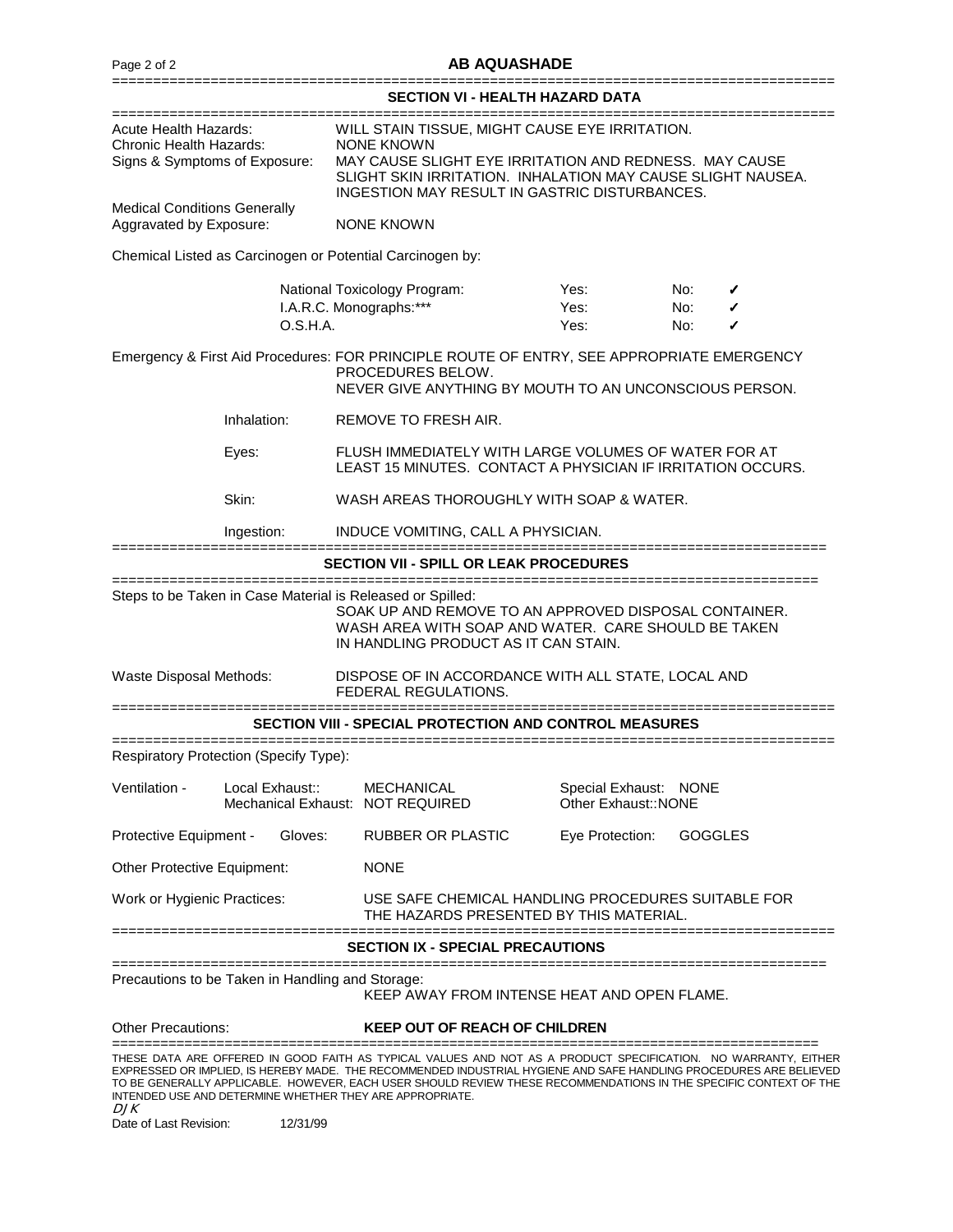## SECTION VI - HEALTH HAZARD DATA

Acute Health Hazards: WILL STAIN TISSUE, MIGHT CAUSE EYE IRRITATION.

Chronic Health Hazards: NONE KNOWN

Signs & Symptoms of Exposure: MAY CAUSE SLIGHT EYE IRRITATION AND REDNESS. MAY CAUSE SLIGHT SKIN IRRITATION. INHALATION MAY CAUSE SLIGHT NAUSEA. INGESTION MAY RESULT IN GASTRIC DISTURBANCES.

Medical Conditions Generally Aggravated by Exposure: NONE KNOWN

Chemical Listed as Carcinogen or Potential Carcinogen by:

| | Yes | No |
|---|---|---|
| National Toxicology Program: | | ✓ |
| I.A.R.C. Monographs:*** | | ✓ |
| O.S.H.A. | | ✓ |

Emergency & First Aid Procedures: FOR PRINCIPLE ROUTE OF ENTRY, SEE APPROPRIATE EMERGENCY PROCEDURES BELOW. NEVER GIVE ANYTHING BY MOUTH TO AN UNCONSCIOUS PERSON.

Inhalation: REMOVE TO FRESH AIR.

Eyes: FLUSH IMMEDIATELY WITH LARGE VOLUMES OF WATER FOR AT LEAST 15 MINUTES. CONTACT A PHYSICIAN IF IRRITATION OCCURS.

Skin: WASH AREAS THOROUGHLY WITH SOAP & WATER.

Ingestion: INDUCE VOMITING, CALL A PHYSICIAN.

## SECTION VII - SPILL OR LEAK PROCEDURES

Steps to be Taken in Case Material is Released or Spilled: SOAK UP AND REMOVE TO AN APPROVED DISPOSAL CONTAINER. WASH AREA WITH SOAP AND WATER. CARE SHOULD BE TAKEN IN HANDLING PRODUCT AS IT CAN STAIN.

Waste Disposal Methods: DISPOSE OF IN ACCORDANCE WITH ALL STATE, LOCAL AND FEDERAL REGULATIONS.

## SECTION VIII - SPECIAL PROTECTION AND CONTROL MEASURES

Respiratory Protection (Specify Type):

Ventilation - Local Exhaust:: MECHANICAL     Special Exhaust: NONE

Mechanical Exhaust: NOT REQUIRED     Other Exhaust::NONE

Protective Equipment - Gloves: RUBBER OR PLASTIC     Eye Protection: GOGGLES

Other Protective Equipment: NONE

Work or Hygienic Practices: USE SAFE CHEMICAL HANDLING PROCEDURES SUITABLE FOR THE HAZARDS PRESENTED BY THIS MATERIAL.

## SECTION IX - SPECIAL PRECAUTIONS

Precautions to be Taken in Handling and Storage: KEEP AWAY FROM INTENSE HEAT AND OPEN FLAME.

Other Precautions: **KEEP OUT OF REACH OF CHILDREN**

THESE DATA ARE OFFERED IN GOOD FAITH AS TYPICAL VALUES AND NOT AS A PRODUCT SPECIFICATION. NO WARRANTY, EITHER EXPRESSED OR IMPLIED, IS HEREBY MADE. THE RECOMMENDED INDUSTRIAL HYGIENE AND SAFE HANDLING PROCEDURES ARE BELIEVED TO BE GENERALLY APPLICABLE. HOWEVER, EACH USER SHOULD REVIEW THESE RECOMMENDATIONS IN THE SPECIFIC CONTEXT OF THE INTENDED USE AND DETERMINE WHETHER THEY ARE APPROPRIATE.

*DJK*

Date of Last Revision: 12/31/99